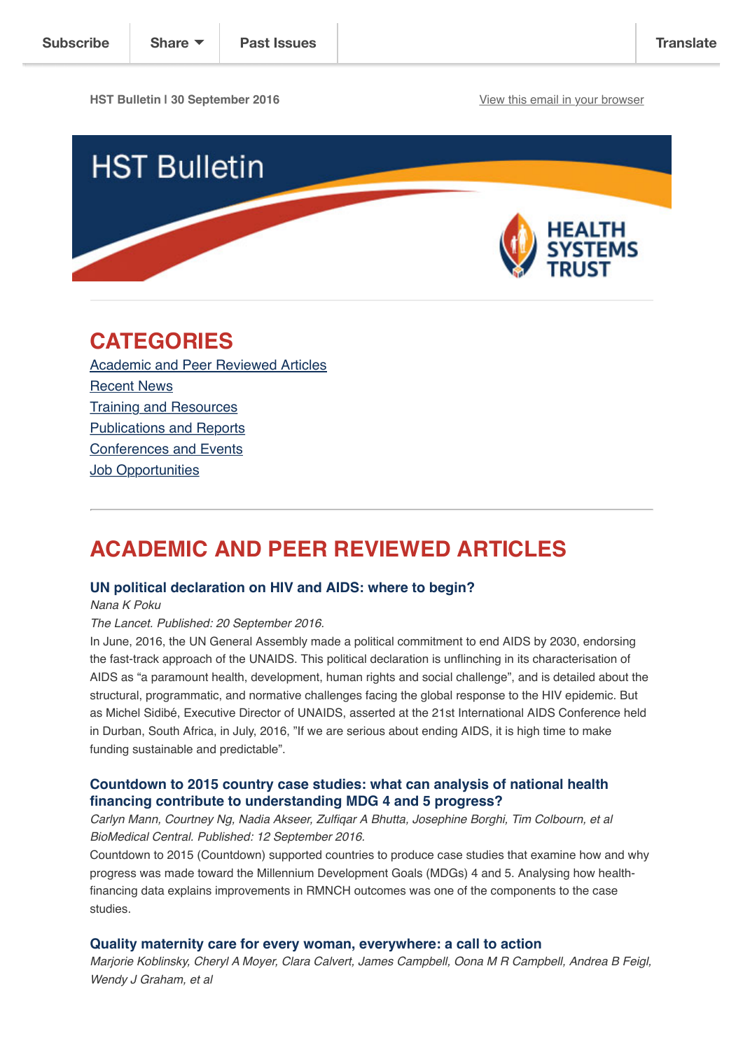Subscribe | Share | Past Issues | Translate

HST Bulletin I 30 September 2016

View this email in your browser

# HST Bulletin

HEALTH SYSTEMS TRUST

## CATEGORIES

[Academic and Peer Reviewed Articles](#)
[Recent News](#)
[Training and Resources](#)
[Publications and Reports](#)
[Conferences and Events](#)
[Job Opportunities](#)

## ACADEMIC AND PEER REVIEWED ARTICLES

### UN political declaration on HIV and AIDS: where to begin?

*Nana K Poku*

*The Lancet. Published: 20 September 2016.*

In June, 2016, the UN General Assembly made a political commitment to end AIDS by 2030, endorsing the fast-track approach of the UNAIDS. This political declaration is unflinching in its characterisation of AIDS as "a paramount health, development, human rights and social challenge", and is detailed about the structural, programmatic, and normative challenges facing the global response to the HIV epidemic. But as Michel Sidibé, Executive Director of UNAIDS, asserted at the 21st International AIDS Conference held in Durban, South Africa, in July, 2016, "If we are serious about ending AIDS, it is high time to make funding sustainable and predictable".

### Countdown to 2015 country case studies: what can analysis of national health financing contribute to understanding MDG 4 and 5 progress?

*Carlyn Mann, Courtney Ng, Nadia Akseer, Zulfiqar A Bhutta, Josephine Borghi, Tim Colbourn, et al*

*BioMedical Central. Published: 12 September 2016.*

Countdown to 2015 (Countdown) supported countries to produce case studies that examine how and why progress was made toward the Millennium Development Goals (MDGs) 4 and 5. Analysing how health-financing data explains improvements in RMNCH outcomes was one of the components to the case studies.

### Quality maternity care for every woman, everywhere: a call to action

*Marjorie Koblinsky, Cheryl A Moyer, Clara Calvert, James Campbell, Oona M R Campbell, Andrea B Feigl, Wendy J Graham, et al*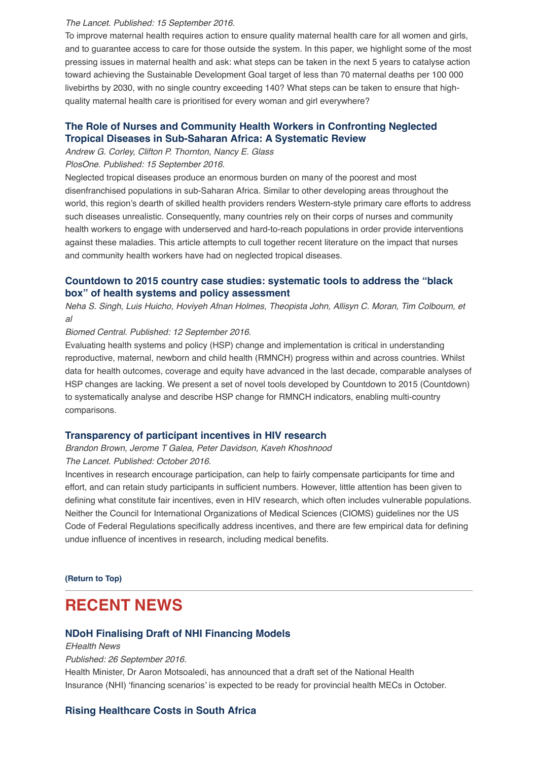*The Lancet. Published: 15 September 2016.*

To improve maternal health requires action to ensure quality maternal health care for all women and girls, and to guarantee access to care for those outside the system. In this paper, we highlight some of the most pressing issues in maternal health and ask: what steps can be taken in the next 5 years to catalyse action toward achieving the Sustainable Development Goal target of less than 70 maternal deaths per 100 000 livebirths by 2030, with no single country exceeding 140? What steps can be taken to ensure that high-quality maternal health care is prioritised for every woman and girl everywhere?

### The Role of Nurses and Community Health Workers in Confronting Neglected Tropical Diseases in Sub-Saharan Africa: A Systematic Review

*Andrew G. Corley, Clifton P. Thornton, Nancy E. Glass*

*PlosOne. Published: 15 September 2016.*

Neglected tropical diseases produce an enormous burden on many of the poorest and most disenfranchised populations in sub-Saharan Africa. Similar to other developing areas throughout the world, this region's dearth of skilled health providers renders Western-style primary care efforts to address such diseases unrealistic. Consequently, many countries rely on their corps of nurses and community health workers to engage with underserved and hard-to-reach populations in order provide interventions against these maladies. This article attempts to cull together recent literature on the impact that nurses and community health workers have had on neglected tropical diseases.

### Countdown to 2015 country case studies: systematic tools to address the "black box" of health systems and policy assessment

*Neha S. Singh, Luis Huicho, Hoviyeh Afnan Holmes, Theopista John, Allisyn C. Moran, Tim Colbourn, et al*

*Biomed Central. Published: 12 September 2016.*

Evaluating health systems and policy (HSP) change and implementation is critical in understanding reproductive, maternal, newborn and child health (RMNCH) progress within and across countries. Whilst data for health outcomes, coverage and equity have advanced in the last decade, comparable analyses of HSP changes are lacking. We present a set of novel tools developed by Countdown to 2015 (Countdown) to systematically analyse and describe HSP change for RMNCH indicators, enabling multi-country comparisons.

### Transparency of participant incentives in HIV research

*Brandon Brown, Jerome T Galea, Peter Davidson, Kaveh Khoshnood*

*The Lancet. Published: October 2016.*

Incentives in research encourage participation, can help to fairly compensate participants for time and effort, and can retain study participants in sufficient numbers. However, little attention has been given to defining what constitute fair incentives, even in HIV research, which often includes vulnerable populations. Neither the Council for International Organizations of Medical Sciences (CIOMS) guidelines nor the US Code of Federal Regulations specifically address incentives, and there are few empirical data for defining undue influence of incentives in research, including medical benefits.

**(Return to Top)**

---

## RECENT NEWS

### NDoH Finalising Draft of NHI Financing Models

*EHealth News*

*Published: 26 September 2016.*

Health Minister, Dr Aaron Motsoaledi, has announced that a draft set of the National Health Insurance (NHI) 'financing scenarios' is expected to be ready for provincial health MECs in October.

### Rising Healthcare Costs in South Africa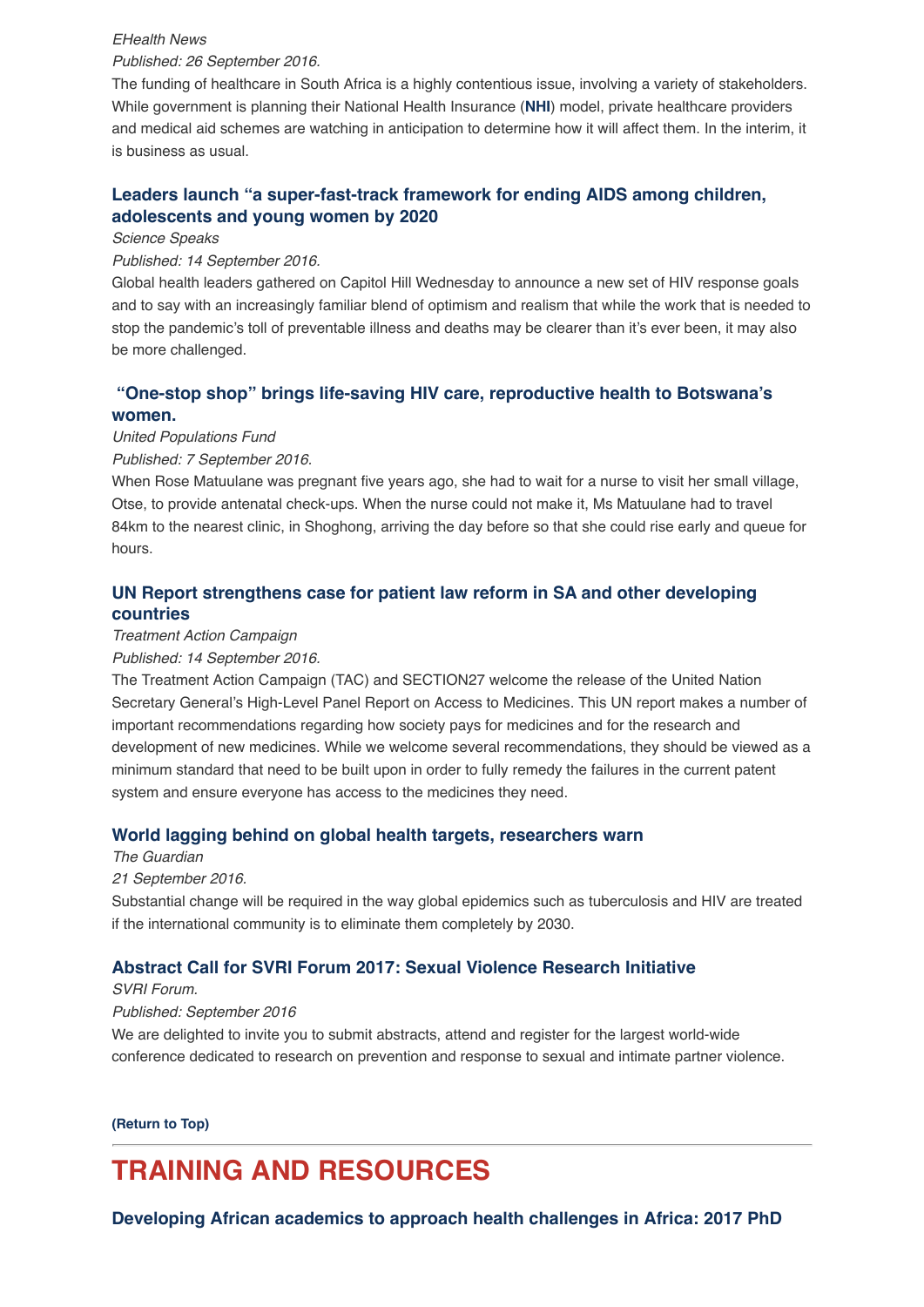*EHealth News*

*Published: 26 September 2016.*

The funding of healthcare in South Africa is a highly contentious issue, involving a variety of stakeholders. While government is planning their National Health Insurance (**NHI**) model, private healthcare providers and medical aid schemes are watching in anticipation to determine how it will affect them. In the interim, it is business as usual.

### Leaders launch "a super-fast-track framework for ending AIDS among children, adolescents and young women by 2020

*Science Speaks*

*Published: 14 September 2016.*

Global health leaders gathered on Capitol Hill Wednesday to announce a new set of HIV response goals and to say with an increasingly familiar blend of optimism and realism that while the work that is needed to stop the pandemic's toll of preventable illness and deaths may be clearer than it's ever been, it may also be more challenged.

### "One-stop shop" brings life-saving HIV care, reproductive health to Botswana's women.

*United Populations Fund*

*Published: 7 September 2016.*

When Rose Matuulane was pregnant five years ago, she had to wait for a nurse to visit her small village, Otse, to provide antenatal check-ups. When the nurse could not make it, Ms Matuulane had to travel 84km to the nearest clinic, in Shoghong, arriving the day before so that she could rise early and queue for hours.

### UN Report strengthens case for patient law reform in SA and other developing countries

*Treatment Action Campaign*

*Published: 14 September 2016.*

The Treatment Action Campaign (TAC) and SECTION27 welcome the release of the United Nation Secretary General's High-Level Panel Report on Access to Medicines. This UN report makes a number of important recommendations regarding how society pays for medicines and for the research and development of new medicines. While we welcome several recommendations, they should be viewed as a minimum standard that need to be built upon in order to fully remedy the failures in the current patent system and ensure everyone has access to the medicines they need.

### World lagging behind on global health targets, researchers warn

*The Guardian*

*21 September 2016.*

Substantial change will be required in the way global epidemics such as tuberculosis and HIV are treated if the international community is to eliminate them completely by 2030.

### Abstract Call for SVRI Forum 2017: Sexual Violence Research Initiative

*SVRI Forum.*

*Published: September 2016*

We are delighted to invite you to submit abstracts, attend and register for the largest world-wide conference dedicated to research on prevention and response to sexual and intimate partner violence.

**(Return to Top)**

## TRAINING AND RESOURCES

### Developing African academics to approach health challenges in Africa: 2017 PhD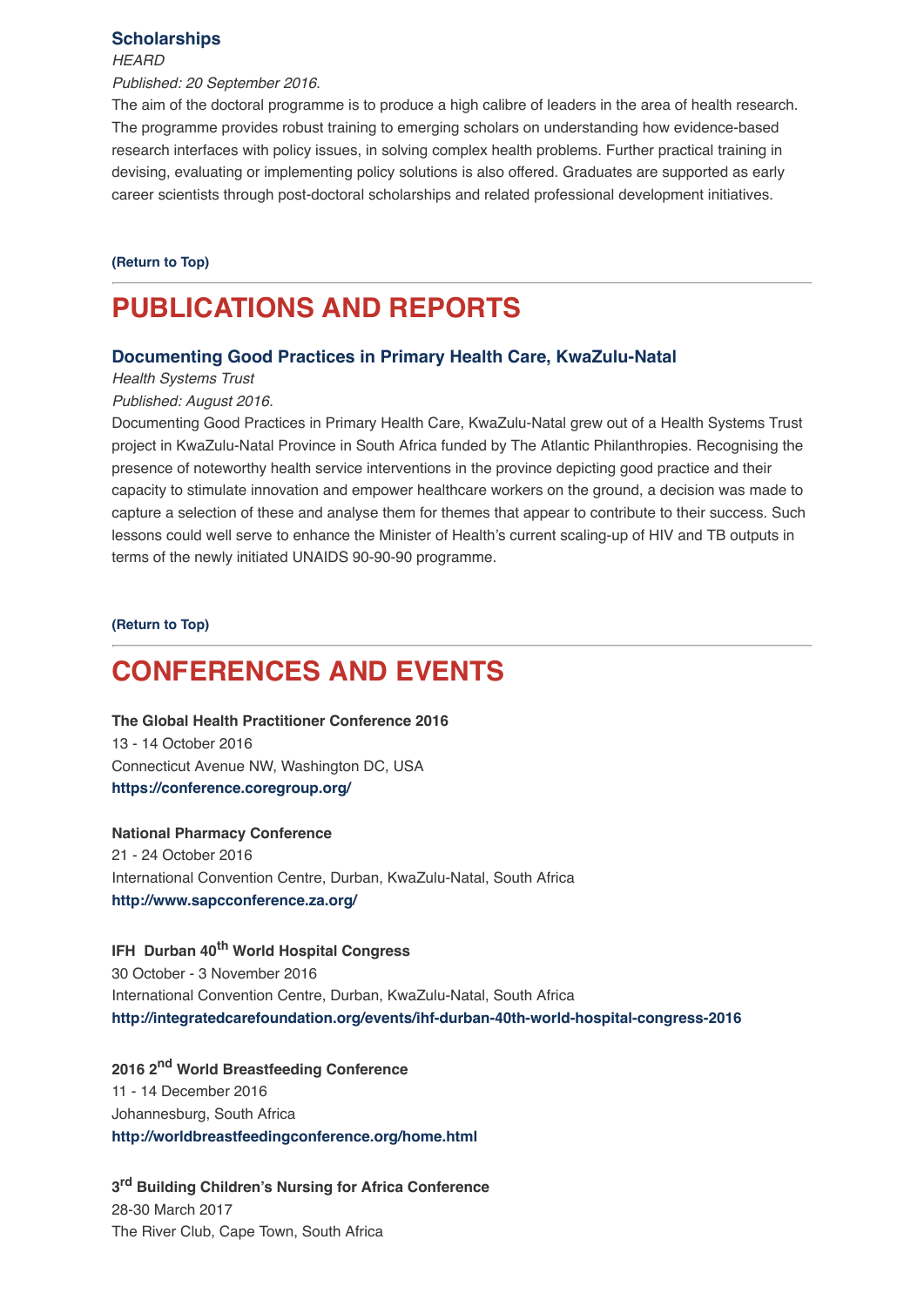### Scholarships

*HEARD*

*Published: 20 September 2016.*

The aim of the doctoral programme is to produce a high calibre of leaders in the area of health research. The programme provides robust training to emerging scholars on understanding how evidence-based research interfaces with policy issues, in solving complex health problems. Further practical training in devising, evaluating or implementing policy solutions is also offered. Graduates are supported as early career scientists through post-doctoral scholarships and related professional development initiatives.

**(Return to Top)**

---

## PUBLICATIONS AND REPORTS

### Documenting Good Practices in Primary Health Care, KwaZulu-Natal

*Health Systems Trust*

*Published: August 2016.*

Documenting Good Practices in Primary Health Care, KwaZulu-Natal grew out of a Health Systems Trust project in KwaZulu-Natal Province in South Africa funded by The Atlantic Philanthropies. Recognising the presence of noteworthy health service interventions in the province depicting good practice and their capacity to stimulate innovation and empower healthcare workers on the ground, a decision was made to capture a selection of these and analyse them for themes that appear to contribute to their success. Such lessons could well serve to enhance the Minister of Health's current scaling-up of HIV and TB outputs in terms of the newly initiated UNAIDS 90-90-90 programme.

**(Return to Top)**

---

## CONFERENCES AND EVENTS

**The Global Health Practitioner Conference 2016**
13 - 14 October 2016
Connecticut Avenue NW, Washington DC, USA
**https://conference.coregroup.org/**

**National Pharmacy Conference**
21 - 24 October 2016
International Convention Centre, Durban, KwaZulu-Natal, South Africa
**http://www.sapcconference.za.org/**

**IFH Durban 40th World Hospital Congress**
30 October - 3 November 2016
International Convention Centre, Durban, KwaZulu-Natal, South Africa
**http://integratedcarefoundation.org/events/ihf-durban-40th-world-hospital-congress-2016**

**2016 2nd World Breastfeeding Conference**
11 - 14 December 2016
Johannesburg, South Africa
**http://worldbreastfeedingconference.org/home.html**

**3rd Building Children's Nursing for Africa Conference**
28-30 March 2017
The River Club, Cape Town, South Africa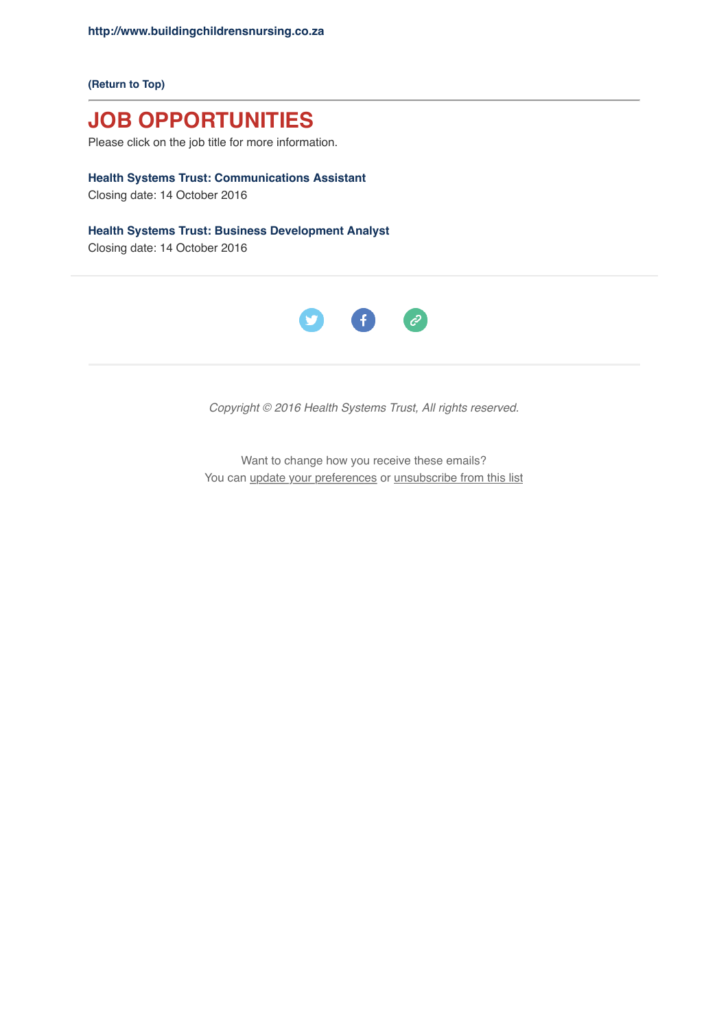**http://www.buildingchildrensnursing.co.za**

**(Return to Top)**

# JOB OPPORTUNITIES

Please click on the job title for more information.

**Health Systems Trust: Communications Assistant**
Closing date: 14 October 2016

**Health Systems Trust: Business Development Analyst**
Closing date: 14 October 2016

*Copyright © 2016 Health Systems Trust, All rights reserved.*

Want to change how you receive these emails?
You can update your preferences or unsubscribe from this list